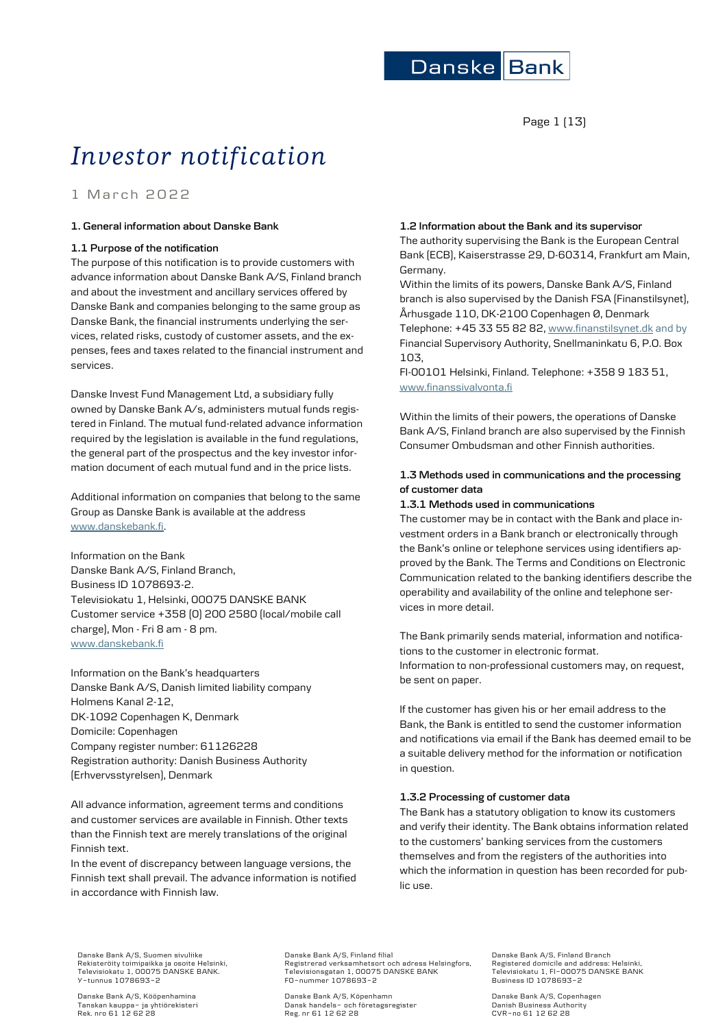# *Investor notification*

1 March 2022

## 1. General information about Danske Bank

### 1.1 Purpose of the notification

The purpose of this notification is to provide customers with advance information about Danske Bank A/S, Finland branch and about the investment and ancillary services offered by Danske Bank and companies belonging to the same group as Danske Bank, the financial instruments underlying the services, related risks, custody of customer assets, and the expenses, fees and taxes related to the financial instrument and services.

Danske Invest Fund Management Ltd, a subsidiary fully owned by Danske Bank A/s, administers mutual funds registered in Finland. The mutual fund-related advance information required by the legislation is available in the fund regulations, the general part of the prospectus and the key investor information document of each mutual fund and in the price lists.

Additional information on companies that belong to the same Group as Danske Bank is available at the address www.danskebank.fi.

Information on the Bank
Danske Bank A/S, Finland Branch,
Business ID 1078693-2.
Televisiokatu 1, Helsinki, 00075 DANSKE BANK
Customer service +358 (0) 200 2580 (local/mobile call charge), Mon - Fri 8 am - 8 pm.
www.danskebank.fi

Information on the Bank's headquarters
Danske Bank A/S, Danish limited liability company
Holmens Kanal 2-12,
DK-1092 Copenhagen K, Denmark
Domicile: Copenhagen
Company register number: 61126228
Registration authority: Danish Business Authority (Erhvervsstyrelsen), Denmark

All advance information, agreement terms and conditions and customer services are available in Finnish. Other texts than the Finnish text are merely translations of the original Finnish text.
In the event of discrepancy between language versions, the Finnish text shall prevail. The advance information is notified in accordance with Finnish law.

### 1.2 Information about the Bank and its supervisor

The authority supervising the Bank is the European Central Bank (ECB), Kaiserstrasse 29, D-60314, Frankfurt am Main, Germany.
Within the limits of its powers, Danske Bank A/S, Finland branch is also supervised by the Danish FSA (Finanstilsynet), Århusgade 110, DK-2100 Copenhagen Ø, Denmark Telephone: +45 33 55 82 82, www.finanstilsynet.dk and by Financial Supervisory Authority, Snellmaninkatu 6, P.O. Box 103,
FI-00101 Helsinki, Finland. Telephone: +358 9 183 51, www.finanssivalvonta.fi

Within the limits of their powers, the operations of Danske Bank A/S, Finland branch are also supervised by the Finnish Consumer Ombudsman and other Finnish authorities.

### 1.3 Methods used in communications and the processing of customer data

#### 1.3.1 Methods used in communications

The customer may be in contact with the Bank and place investment orders in a Bank branch or electronically through the Bank's online or telephone services using identifiers approved by the Bank. The Terms and Conditions on Electronic Communication related to the banking identifiers describe the operability and availability of the online and telephone services in more detail.

The Bank primarily sends material, information and notifications to the customer in electronic format.
Information to non-professional customers may, on request, be sent on paper.

If the customer has given his or her email address to the Bank, the Bank is entitled to send the customer information and notifications via email if the Bank has deemed email to be a suitable delivery method for the information or notification in question.

#### 1.3.2 Processing of customer data

The Bank has a statutory obligation to know its customers and verify their identity. The Bank obtains information related to the customers' banking services from the customers themselves and from the registers of the authorities into which the information in question has been recorded for public use.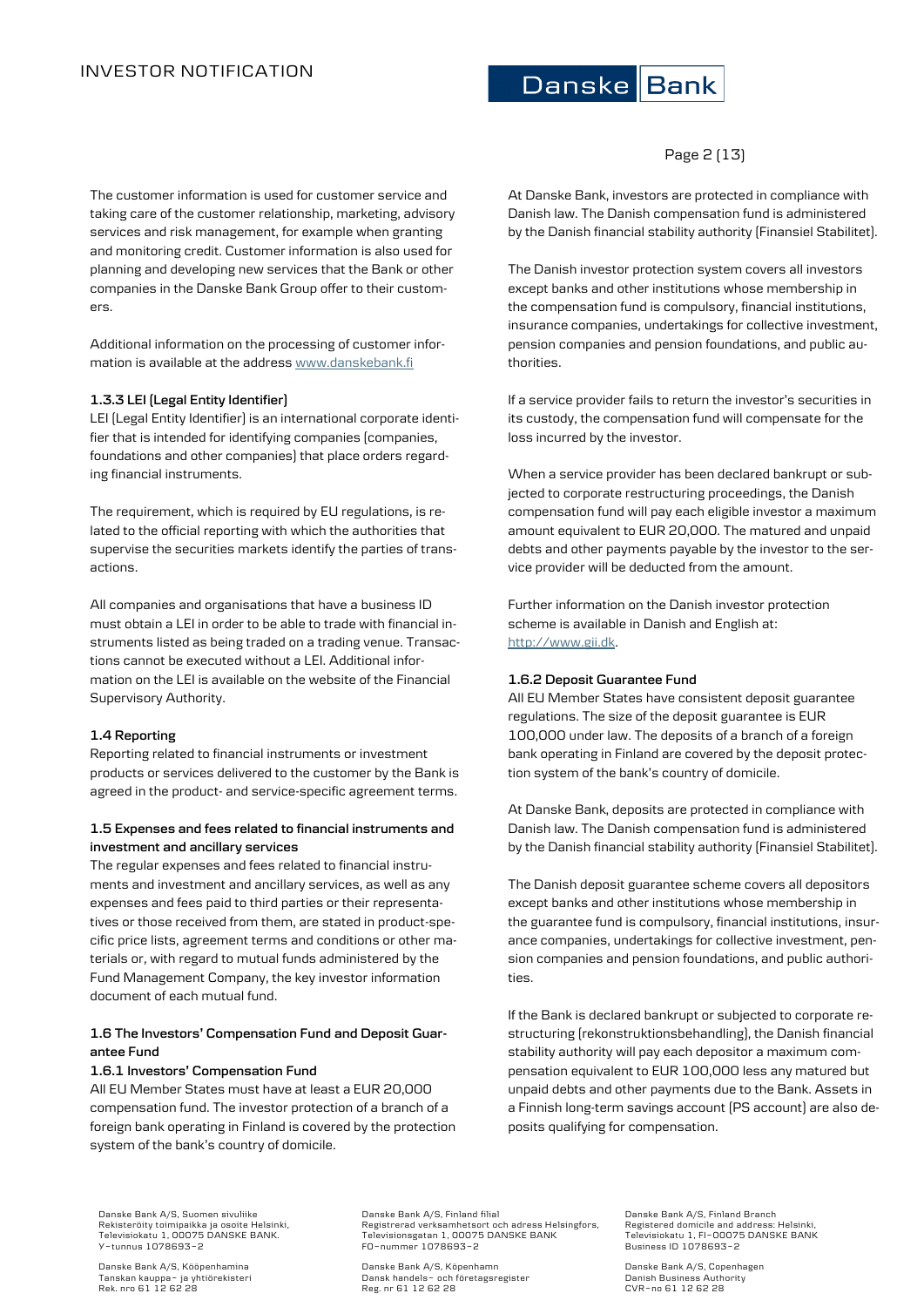The customer information is used for customer service and taking care of the customer relationship, marketing, advisory services and risk management, for example when granting and monitoring credit. Customer information is also used for planning and developing new services that the Bank or other companies in the Danske Bank Group offer to their customers.

Additional information on the processing of customer information is available at the address www.danskebank.fi

### 1.3.3 LEI (Legal Entity Identifier)

LEI (Legal Entity Identifier) is an international corporate identifier that is intended for identifying companies (companies, foundations and other companies) that place orders regarding financial instruments.

The requirement, which is required by EU regulations, is related to the official reporting with which the authorities that supervise the securities markets identify the parties of transactions.

All companies and organisations that have a business ID must obtain a LEI in order to be able to trade with financial instruments listed as being traded on a trading venue. Transactions cannot be executed without a LEI. Additional information on the LEI is available on the website of the Financial Supervisory Authority.

## 1.4 Reporting

Reporting related to financial instruments or investment products or services delivered to the customer by the Bank is agreed in the product- and service-specific agreement terms.

## 1.5 Expenses and fees related to financial instruments and investment and ancillary services

The regular expenses and fees related to financial instruments and investment and ancillary services, as well as any expenses and fees paid to third parties or their representatives or those received from them, are stated in product-specific price lists, agreement terms and conditions or other materials or, with regard to mutual funds administered by the Fund Management Company, the key investor information document of each mutual fund.

## 1.6 The Investors' Compensation Fund and Deposit Guarantee Fund

### 1.6.1 Investors' Compensation Fund

All EU Member States must have at least a EUR 20,000 compensation fund. The investor protection of a branch of a foreign bank operating in Finland is covered by the protection system of the bank's country of domicile.

At Danske Bank, investors are protected in compliance with Danish law. The Danish compensation fund is administered by the Danish financial stability authority (Finansiel Stabilitet).

The Danish investor protection system covers all investors except banks and other institutions whose membership in the compensation fund is compulsory, financial institutions, insurance companies, undertakings for collective investment, pension companies and pension foundations, and public authorities.

If a service provider fails to return the investor's securities in its custody, the compensation fund will compensate for the loss incurred by the investor.

When a service provider has been declared bankrupt or subjected to corporate restructuring proceedings, the Danish compensation fund will pay each eligible investor a maximum amount equivalent to EUR 20,000. The matured and unpaid debts and other payments payable by the investor to the service provider will be deducted from the amount.

Further information on the Danish investor protection scheme is available in Danish and English at: http://www.gii.dk.

### 1.6.2 Deposit Guarantee Fund

All EU Member States have consistent deposit guarantee regulations. The size of the deposit guarantee is EUR 100,000 under law. The deposits of a branch of a foreign bank operating in Finland are covered by the deposit protection system of the bank's country of domicile.

At Danske Bank, deposits are protected in compliance with Danish law. The Danish compensation fund is administered by the Danish financial stability authority (Finansiel Stabilitet).

The Danish deposit guarantee scheme covers all depositors except banks and other institutions whose membership in the guarantee fund is compulsory, financial institutions, insurance companies, undertakings for collective investment, pension companies and pension foundations, and public authorities.

If the Bank is declared bankrupt or subjected to corporate restructuring (rekonstruktionsbehandling), the Danish financial stability authority will pay each depositor a maximum compensation equivalent to EUR 100,000 less any matured but unpaid debts and other payments due to the Bank. Assets in a Finnish long-term savings account (PS account) are also deposits qualifying for compensation.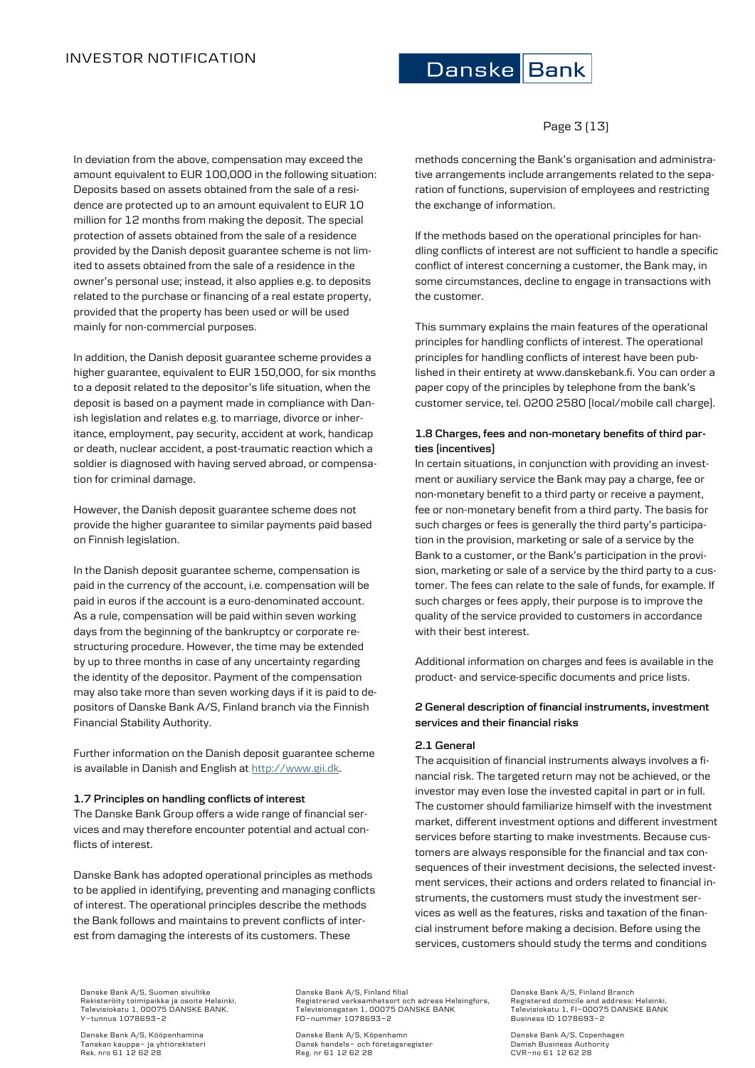In deviation from the above, compensation may exceed the amount equivalent to EUR 100,000 in the following situation: Deposits based on assets obtained from the sale of a residence are protected up to an amount equivalent to EUR 10 million for 12 months from making the deposit. The special protection of assets obtained from the sale of a residence provided by the Danish deposit guarantee scheme is not limited to assets obtained from the sale of a residence in the owner's personal use; instead, it also applies e.g. to deposits related to the purchase or financing of a real estate property, provided that the property has been used or will be used mainly for non-commercial purposes.

In addition, the Danish deposit guarantee scheme provides a higher guarantee, equivalent to EUR 150,000, for six months to a deposit related to the depositor's life situation, when the deposit is based on a payment made in compliance with Danish legislation and relates e.g. to marriage, divorce or inheritance, employment, pay security, accident at work, handicap or death, nuclear accident, a post-traumatic reaction which a soldier is diagnosed with having served abroad, or compensation for criminal damage.

However, the Danish deposit guarantee scheme does not provide the higher guarantee to similar payments paid based on Finnish legislation.

In the Danish deposit guarantee scheme, compensation is paid in the currency of the account, i.e. compensation will be paid in euros if the account is a euro-denominated account. As a rule, compensation will be paid within seven working days from the beginning of the bankruptcy or corporate restructuring procedure. However, the time may be extended by up to three months in case of any uncertainty regarding the identity of the depositor. Payment of the compensation may also take more than seven working days if it is paid to depositors of Danske Bank A/S, Finland branch via the Finnish Financial Stability Authority.

Further information on the Danish deposit guarantee scheme is available in Danish and English at http://www.gii.dk.

### 1.7 Principles on handling conflicts of interest

The Danske Bank Group offers a wide range of financial services and may therefore encounter potential and actual conflicts of interest.

Danske Bank has adopted operational principles as methods to be applied in identifying, preventing and managing conflicts of interest. The operational principles describe the methods the Bank follows and maintains to prevent conflicts of interest from damaging the interests of its customers. These methods concerning the Bank's organisation and administrative arrangements include arrangements related to the separation of functions, supervision of employees and restricting the exchange of information.

If the methods based on the operational principles for handling conflicts of interest are not sufficient to handle a specific conflict of interest concerning a customer, the Bank may, in some circumstances, decline to engage in transactions with the customer.

This summary explains the main features of the operational principles for handling conflicts of interest. The operational principles for handling conflicts of interest have been published in their entirety at www.danskebank.fi. You can order a paper copy of the principles by telephone from the bank's customer service, tel. 0200 2580 (local/mobile call charge).

### 1.8 Charges, fees and non-monetary benefits of third parties (incentives)

In certain situations, in conjunction with providing an investment or auxiliary service the Bank may pay a charge, fee or non-monetary benefit to a third party or receive a payment, fee or non-monetary benefit from a third party. The basis for such charges or fees is generally the third party's participation in the provision, marketing or sale of a service by the Bank to a customer, or the Bank's participation in the provision, marketing or sale of a service by the third party to a customer. The fees can relate to the sale of funds, for example. If such charges or fees apply, their purpose is to improve the quality of the service provided to customers in accordance with their best interest.

Additional information on charges and fees is available in the product- and service-specific documents and price lists.

## 2 General description of financial instruments, investment services and their financial risks

### 2.1 General

The acquisition of financial instruments always involves a financial risk. The targeted return may not be achieved, or the investor may even lose the invested capital in part or in full. The customer should familiarize himself with the investment market, different investment options and different investment services before starting to make investments. Because customers are always responsible for the financial and tax consequences of their investment decisions, the selected investment services, their actions and orders related to financial instruments, the customers must study the investment services as well as the features, risks and taxation of the financial instrument before making a decision. Before using the services, customers should study the terms and conditions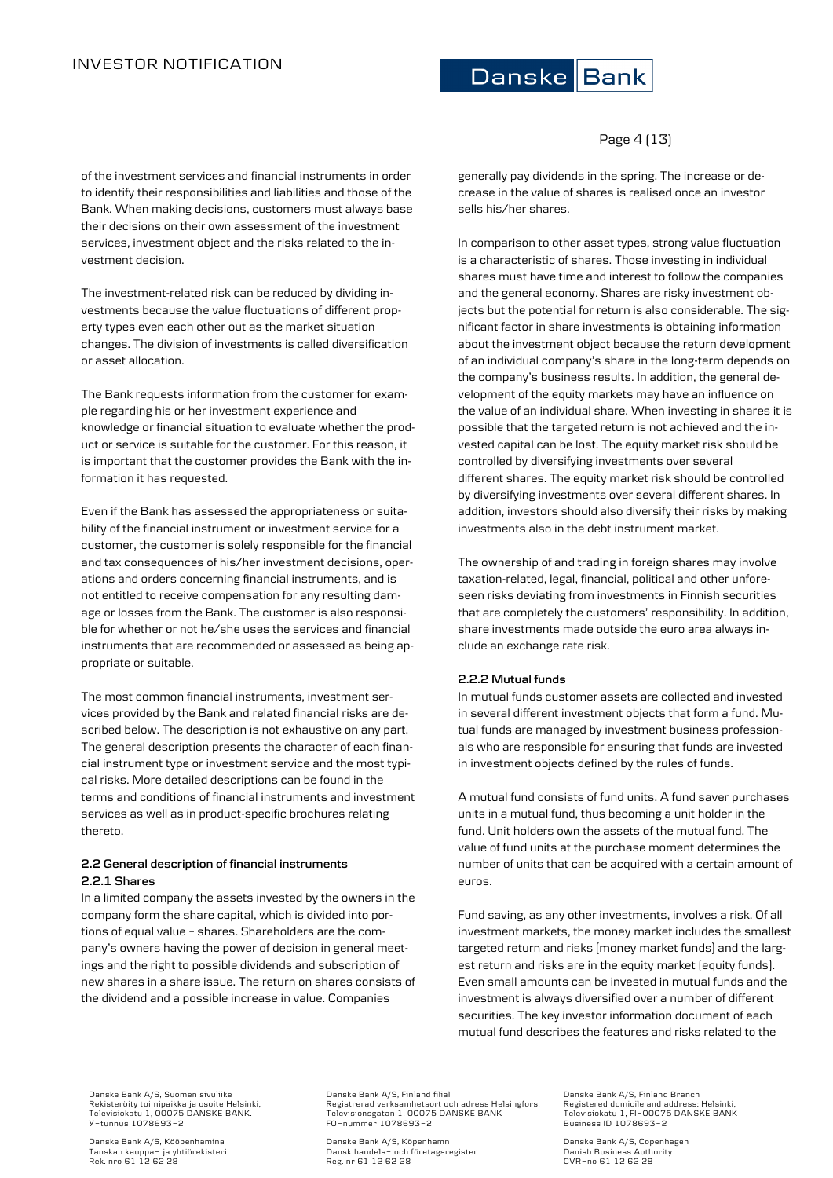of the investment services and financial instruments in order to identify their responsibilities and liabilities and those of the Bank. When making decisions, customers must always base their decisions on their own assessment of the investment services, investment object and the risks related to the investment decision.

The investment-related risk can be reduced by dividing investments because the value fluctuations of different property types even each other out as the market situation changes. The division of investments is called diversification or asset allocation.

The Bank requests information from the customer for example regarding his or her investment experience and knowledge or financial situation to evaluate whether the product or service is suitable for the customer. For this reason, it is important that the customer provides the Bank with the information it has requested.

Even if the Bank has assessed the appropriateness or suitability of the financial instrument or investment service for a customer, the customer is solely responsible for the financial and tax consequences of his/her investment decisions, operations and orders concerning financial instruments, and is not entitled to receive compensation for any resulting damage or losses from the Bank. The customer is also responsible for whether or not he/she uses the services and financial instruments that are recommended or assessed as being appropriate or suitable.

The most common financial instruments, investment services provided by the Bank and related financial risks are described below. The description is not exhaustive on any part. The general description presents the character of each financial instrument type or investment service and the most typical risks. More detailed descriptions can be found in the terms and conditions of financial instruments and investment services as well as in product-specific brochures relating thereto.

### 2.2 General description of financial instruments

#### 2.2.1 Shares

In a limited company the assets invested by the owners in the company form the share capital, which is divided into portions of equal value – shares. Shareholders are the company's owners having the power of decision in general meetings and the right to possible dividends and subscription of new shares in a share issue. The return on shares consists of the dividend and a possible increase in value. Companies generally pay dividends in the spring. The increase or decrease in the value of shares is realised once an investor sells his/her shares.

In comparison to other asset types, strong value fluctuation is a characteristic of shares. Those investing in individual shares must have time and interest to follow the companies and the general economy. Shares are risky investment objects but the potential for return is also considerable. The significant factor in share investments is obtaining information about the investment object because the return development of an individual company's share in the long-term depends on the company's business results. In addition, the general development of the equity markets may have an influence on the value of an individual share. When investing in shares it is possible that the targeted return is not achieved and the invested capital can be lost. The equity market risk should be controlled by diversifying investments over several different shares. The equity market risk should be controlled by diversifying investments over several different shares. In addition, investors should also diversify their risks by making investments also in the debt instrument market.

The ownership of and trading in foreign shares may involve taxation-related, legal, financial, political and other unforeseen risks deviating from investments in Finnish securities that are completely the customers' responsibility. In addition, share investments made outside the euro area always include an exchange rate risk.

#### 2.2.2 Mutual funds

In mutual funds customer assets are collected and invested in several different investment objects that form a fund. Mutual funds are managed by investment business professionals who are responsible for ensuring that funds are invested in investment objects defined by the rules of funds.

A mutual fund consists of fund units. A fund saver purchases units in a mutual fund, thus becoming a unit holder in the fund. Unit holders own the assets of the mutual fund. The value of fund units at the purchase moment determines the number of units that can be acquired with a certain amount of euros.

Fund saving, as any other investments, involves a risk. Of all investment markets, the money market includes the smallest targeted return and risks (money market funds) and the largest return and risks are in the equity market (equity funds). Even small amounts can be invested in mutual funds and the investment is always diversified over a number of different securities. The key investor information document of each mutual fund describes the features and risks related to the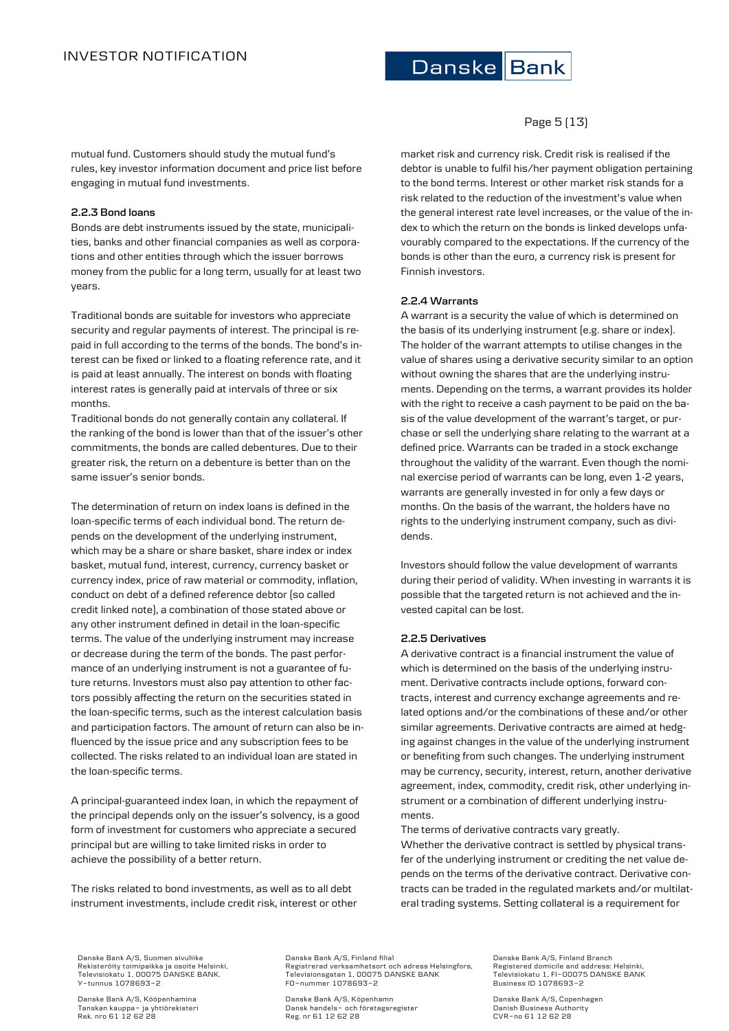mutual fund. Customers should study the mutual fund's rules, key investor information document and price list before engaging in mutual fund investments.

**2.2.3 Bond loans**

Bonds are debt instruments issued by the state, municipalities, banks and other financial companies as well as corporations and other entities through which the issuer borrows money from the public for a long term, usually for at least two years.

Traditional bonds are suitable for investors who appreciate security and regular payments of interest. The principal is repaid in full according to the terms of the bonds. The bond's interest can be fixed or linked to a floating reference rate, and it is paid at least annually. The interest on bonds with floating interest rates is generally paid at intervals of three or six months.

Traditional bonds do not generally contain any collateral. If the ranking of the bond is lower than that of the issuer's other commitments, the bonds are called debentures. Due to their greater risk, the return on a debenture is better than on the same issuer's senior bonds.

The determination of return on index loans is defined in the loan-specific terms of each individual bond. The return depends on the development of the underlying instrument, which may be a share or share basket, share index or index basket, mutual fund, interest, currency, currency basket or currency index, price of raw material or commodity, inflation, conduct on debt of a defined reference debtor (so called credit linked note), a combination of those stated above or any other instrument defined in detail in the loan-specific terms. The value of the underlying instrument may increase or decrease during the term of the bonds. The past performance of an underlying instrument is not a guarantee of future returns. Investors must also pay attention to other factors possibly affecting the return on the securities stated in the loan-specific terms, such as the interest calculation basis and participation factors. The amount of return can also be influenced by the issue price and any subscription fees to be collected. The risks related to an individual loan are stated in the loan-specific terms.

A principal-guaranteed index loan, in which the repayment of the principal depends only on the issuer's solvency, is a good form of investment for customers who appreciate a secured principal but are willing to take limited risks in order to achieve the possibility of a better return.

The risks related to bond investments, as well as to all debt instrument investments, include credit risk, interest or other market risk and currency risk. Credit risk is realised if the debtor is unable to fulfil his/her payment obligation pertaining to the bond terms. Interest or other market risk stands for a risk related to the reduction of the investment's value when the general interest rate level increases, or the value of the index to which the return on the bonds is linked develops unfavourably compared to the expectations. If the currency of the bonds is other than the euro, a currency risk is present for Finnish investors.

**2.2.4 Warrants**

A warrant is a security the value of which is determined on the basis of its underlying instrument (e.g. share or index). The holder of the warrant attempts to utilise changes in the value of shares using a derivative security similar to an option without owning the shares that are the underlying instruments. Depending on the terms, a warrant provides its holder with the right to receive a cash payment to be paid on the basis of the value development of the warrant's target, or purchase or sell the underlying share relating to the warrant at a defined price. Warrants can be traded in a stock exchange throughout the validity of the warrant. Even though the nominal exercise period of warrants can be long, even 1-2 years, warrants are generally invested in for only a few days or months. On the basis of the warrant, the holders have no rights to the underlying instrument company, such as dividends.

Investors should follow the value development of warrants during their period of validity. When investing in warrants it is possible that the targeted return is not achieved and the invested capital can be lost.

**2.2.5 Derivatives**

A derivative contract is a financial instrument the value of which is determined on the basis of the underlying instrument. Derivative contracts include options, forward contracts, interest and currency exchange agreements and related options and/or the combinations of these and/or other similar agreements. Derivative contracts are aimed at hedging against changes in the value of the underlying instrument or benefiting from such changes. The underlying instrument may be currency, security, interest, return, another derivative agreement, index, commodity, credit risk, other underlying instrument or a combination of different underlying instruments.

The terms of derivative contracts vary greatly.

Whether the derivative contract is settled by physical transfer of the underlying instrument or crediting the net value depends on the terms of the derivative contract. Derivative contracts can be traded in the regulated markets and/or multilateral trading systems. Setting collateral is a requirement for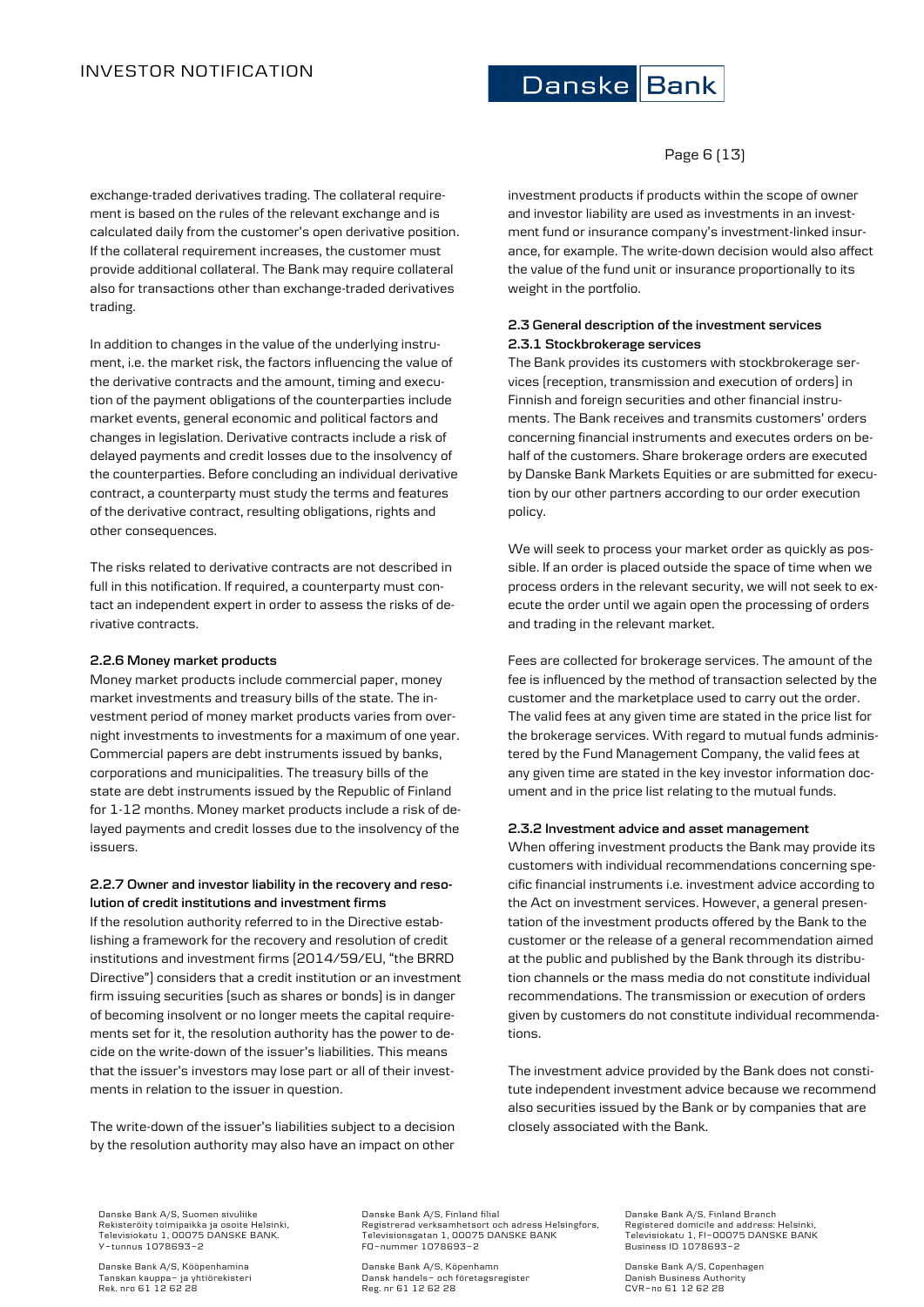exchange-traded derivatives trading. The collateral requirement is based on the rules of the relevant exchange and is calculated daily from the customer's open derivative position. If the collateral requirement increases, the customer must provide additional collateral. The Bank may require collateral also for transactions other than exchange-traded derivatives trading.

In addition to changes in the value of the underlying instrument, i.e. the market risk, the factors influencing the value of the derivative contracts and the amount, timing and execution of the payment obligations of the counterparties include market events, general economic and political factors and changes in legislation. Derivative contracts include a risk of delayed payments and credit losses due to the insolvency of the counterparties. Before concluding an individual derivative contract, a counterparty must study the terms and features of the derivative contract, resulting obligations, rights and other consequences.

The risks related to derivative contracts are not described in full in this notification. If required, a counterparty must contact an independent expert in order to assess the risks of derivative contracts.

#### 2.2.6 Money market products

Money market products include commercial paper, money market investments and treasury bills of the state. The investment period of money market products varies from overnight investments to investments for a maximum of one year. Commercial papers are debt instruments issued by banks, corporations and municipalities. The treasury bills of the state are debt instruments issued by the Republic of Finland for 1-12 months. Money market products include a risk of delayed payments and credit losses due to the insolvency of the issuers.

#### 2.2.7 Owner and investor liability in the recovery and resolution of credit institutions and investment firms

If the resolution authority referred to in the Directive establishing a framework for the recovery and resolution of credit institutions and investment firms (2014/59/EU, "the BRRD Directive") considers that a credit institution or an investment firm issuing securities (such as shares or bonds) is in danger of becoming insolvent or no longer meets the capital requirements set for it, the resolution authority has the power to decide on the write-down of the issuer's liabilities. This means that the issuer's investors may lose part or all of their investments in relation to the issuer in question.

The write-down of the issuer's liabilities subject to a decision by the resolution authority may also have an impact on other investment products if products within the scope of owner and investor liability are used as investments in an investment fund or insurance company's investment-linked insurance, for example. The write-down decision would also affect the value of the fund unit or insurance proportionally to its weight in the portfolio.

### 2.3 General description of the investment services

#### 2.3.1 Stockbrokerage services

The Bank provides its customers with stockbrokerage services (reception, transmission and execution of orders) in Finnish and foreign securities and other financial instruments. The Bank receives and transmits customers' orders concerning financial instruments and executes orders on behalf of the customers. Share brokerage orders are executed by Danske Bank Markets Equities or are submitted for execution by our other partners according to our order execution policy.

We will seek to process your market order as quickly as possible. If an order is placed outside the space of time when we process orders in the relevant security, we will not seek to execute the order until we again open the processing of orders and trading in the relevant market.

Fees are collected for brokerage services. The amount of the fee is influenced by the method of transaction selected by the customer and the marketplace used to carry out the order. The valid fees at any given time are stated in the price list for the brokerage services. With regard to mutual funds administered by the Fund Management Company, the valid fees at any given time are stated in the key investor information document and in the price list relating to the mutual funds.

#### 2.3.2 Investment advice and asset management

When offering investment products the Bank may provide its customers with individual recommendations concerning specific financial instruments i.e. investment advice according to the Act on investment services. However, a general presentation of the investment products offered by the Bank to the customer or the release of a general recommendation aimed at the public and published by the Bank through its distribution channels or the mass media do not constitute individual recommendations. The transmission or execution of orders given by customers do not constitute individual recommendations.

The investment advice provided by the Bank does not constitute independent investment advice because we recommend also securities issued by the Bank or by companies that are closely associated with the Bank.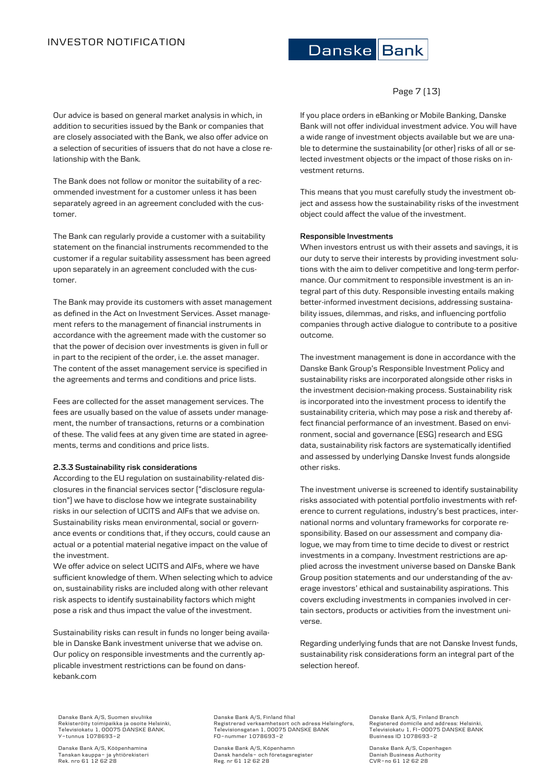Our advice is based on general market analysis in which, in addition to securities issued by the Bank or companies that are closely associated with the Bank, we also offer advice on a selection of securities of issuers that do not have a close relationship with the Bank.

The Bank does not follow or monitor the suitability of a recommended investment for a customer unless it has been separately agreed in an agreement concluded with the customer.

The Bank can regularly provide a customer with a suitability statement on the financial instruments recommended to the customer if a regular suitability assessment has been agreed upon separately in an agreement concluded with the customer.

The Bank may provide its customers with asset management as defined in the Act on Investment Services. Asset management refers to the management of financial instruments in accordance with the agreement made with the customer so that the power of decision over investments is given in full or in part to the recipient of the order, i.e. the asset manager. The content of the asset management service is specified in the agreements and terms and conditions and price lists.

Fees are collected for the asset management services. The fees are usually based on the value of assets under management, the number of transactions, returns or a combination of these. The valid fees at any given time are stated in agreements, terms and conditions and price lists.

**2.3.3 Sustainability risk considerations**

According to the EU regulation on sustainability-related disclosures in the financial services sector ("disclosure regulation") we have to disclose how we integrate sustainability risks in our selection of UCITS and AIFs that we advise on. Sustainability risks mean environmental, social or governance events or conditions that, if they occurs, could cause an actual or a potential material negative impact on the value of the investment.

We offer advice on select UCITS and AIFs, where we have sufficient knowledge of them. When selecting which to advice on, sustainability risks are included along with other relevant risk aspects to identify sustainability factors which might pose a risk and thus impact the value of the investment.

Sustainability risks can result in funds no longer being available in Danske Bank investment universe that we advise on. Our policy on responsible investments and the currently applicable investment restrictions can be found on danskebank.com

If you place orders in eBanking or Mobile Banking, Danske Bank will not offer individual investment advice. You will have a wide range of investment objects available but we are unable to determine the sustainability (or other) risks of all or selected investment objects or the impact of those risks on investment returns.

This means that you must carefully study the investment object and assess how the sustainability risks of the investment object could affect the value of the investment.

**Responsible Investments**

When investors entrust us with their assets and savings, it is our duty to serve their interests by providing investment solutions with the aim to deliver competitive and long-term performance. Our commitment to responsible investment is an integral part of this duty. Responsible investing entails making better-informed investment decisions, addressing sustainability issues, dilemmas, and risks, and influencing portfolio companies through active dialogue to contribute to a positive outcome.

The investment management is done in accordance with the Danske Bank Group's Responsible Investment Policy and sustainability risks are incorporated alongside other risks in the investment decision-making process. Sustainability risk is incorporated into the investment process to identify the sustainability criteria, which may pose a risk and thereby affect financial performance of an investment. Based on environment, social and governance (ESG) research and ESG data, sustainability risk factors are systematically identified and assessed by underlying Danske Invest funds alongside other risks.

The investment universe is screened to identify sustainability risks associated with potential portfolio investments with reference to current regulations, industry's best practices, international norms and voluntary frameworks for corporate responsibility. Based on our assessment and company dialogue, we may from time to time decide to divest or restrict investments in a company. Investment restrictions are applied across the investment universe based on Danske Bank Group position statements and our understanding of the average investors' ethical and sustainability aspirations. This covers excluding investments in companies involved in certain sectors, products or activities from the investment universe.

Regarding underlying funds that are not Danske Invest funds, sustainability risk considerations form an integral part of the selection hereof.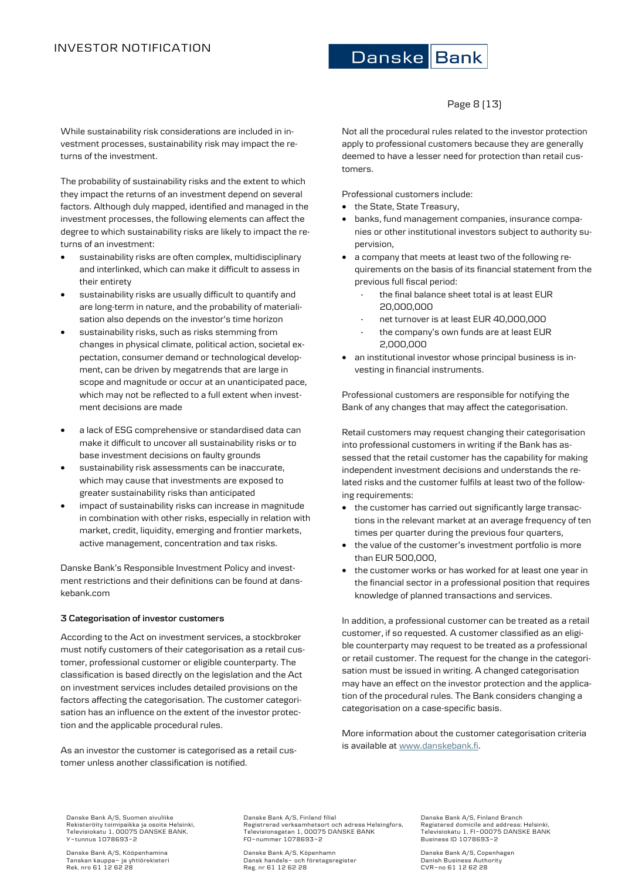While sustainability risk considerations are included in investment processes, sustainability risk may impact the returns of the investment.

The probability of sustainability risks and the extent to which they impact the returns of an investment depend on several factors. Although duly mapped, identified and managed in the investment processes, the following elements can affect the degree to which sustainability risks are likely to impact the returns of an investment:

- sustainability risks are often complex, multidisciplinary and interlinked, which can make it difficult to assess in their entirety
- sustainability risks are usually difficult to quantify and are long-term in nature, and the probability of materialisation also depends on the investor's time horizon
- sustainability risks, such as risks stemming from changes in physical climate, political action, societal expectation, consumer demand or technological development, can be driven by megatrends that are large in scope and magnitude or occur at an unanticipated pace, which may not be reflected to a full extent when investment decisions are made
- a lack of ESG comprehensive or standardised data can make it difficult to uncover all sustainability risks or to base investment decisions on faulty grounds
- sustainability risk assessments can be inaccurate, which may cause that investments are exposed to greater sustainability risks than anticipated
- impact of sustainability risks can increase in magnitude in combination with other risks, especially in relation with market, credit, liquidity, emerging and frontier markets, active management, concentration and tax risks.

Danske Bank's Responsible Investment Policy and investment restrictions and their definitions can be found at danskebank.com

### 3 Categorisation of investor customers

According to the Act on investment services, a stockbroker must notify customers of their categorisation as a retail customer, professional customer or eligible counterparty. The classification is based directly on the legislation and the Act on investment services includes detailed provisions on the factors affecting the categorisation. The customer categorisation has an influence on the extent of the investor protection and the applicable procedural rules.

As an investor the customer is categorised as a retail customer unless another classification is notified.

Not all the procedural rules related to the investor protection apply to professional customers because they are generally deemed to have a lesser need for protection than retail customers.

Professional customers include:

- the State, State Treasury,
- banks, fund management companies, insurance companies or other institutional investors subject to authority supervision,
- a company that meets at least two of the following requirements on the basis of its financial statement from the previous full fiscal period:
  - the final balance sheet total is at least EUR 20,000,000
  - net turnover is at least EUR 40,000,000
  - the company's own funds are at least EUR 2,000,000
- an institutional investor whose principal business is investing in financial instruments.

Professional customers are responsible for notifying the Bank of any changes that may affect the categorisation.

Retail customers may request changing their categorisation into professional customers in writing if the Bank has assessed that the retail customer has the capability for making independent investment decisions and understands the related risks and the customer fulfils at least two of the following requirements:

- the customer has carried out significantly large transactions in the relevant market at an average frequency of ten times per quarter during the previous four quarters,
- the value of the customer's investment portfolio is more than EUR 500,000,
- the customer works or has worked for at least one year in the financial sector in a professional position that requires knowledge of planned transactions and services.

In addition, a professional customer can be treated as a retail customer, if so requested. A customer classified as an eligible counterparty may request to be treated as a professional or retail customer. The request for the change in the categorisation must be issued in writing. A changed categorisation may have an effect on the investor protection and the application of the procedural rules. The Bank considers changing a categorisation on a case-specific basis.

More information about the customer categorisation criteria is available at www.danskebank.fi.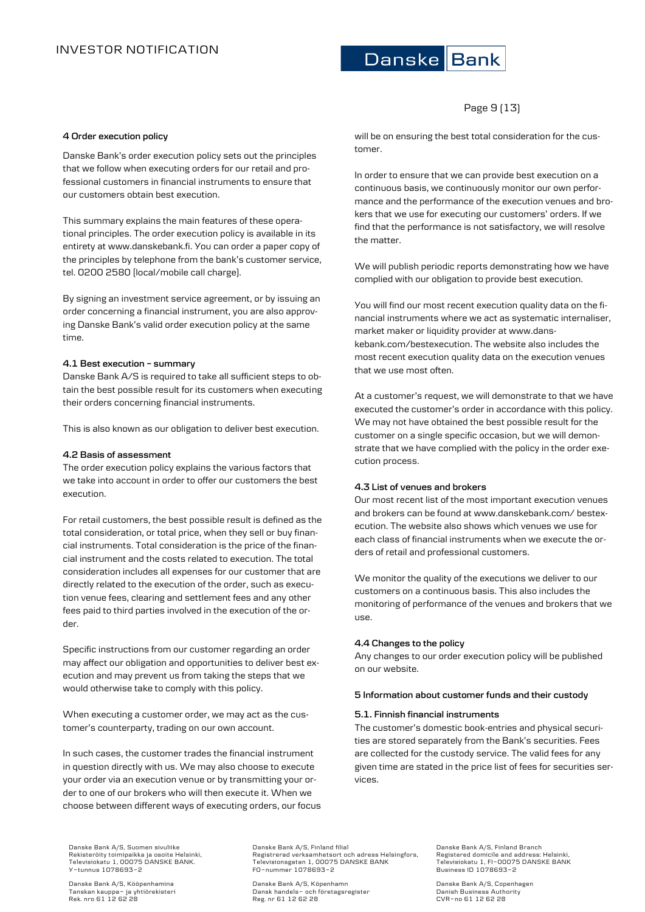## 4 Order execution policy

Danske Bank's order execution policy sets out the principles that we follow when executing orders for our retail and professional customers in financial instruments to ensure that our customers obtain best execution.

This summary explains the main features of these operational principles. The order execution policy is available in its entirety at www.danskebank.fi. You can order a paper copy of the principles by telephone from the bank's customer service, tel. 0200 2580 (local/mobile call charge).

By signing an investment service agreement, or by issuing an order concerning a financial instrument, you are also approving Danske Bank's valid order execution policy at the same time.

### 4.1 Best execution – summary

Danske Bank A/S is required to take all sufficient steps to obtain the best possible result for its customers when executing their orders concerning financial instruments.

This is also known as our obligation to deliver best execution.

### 4.2 Basis of assessment

The order execution policy explains the various factors that we take into account in order to offer our customers the best execution.

For retail customers, the best possible result is defined as the total consideration, or total price, when they sell or buy financial instruments. Total consideration is the price of the financial instrument and the costs related to execution. The total consideration includes all expenses for our customer that are directly related to the execution of the order, such as execution venue fees, clearing and settlement fees and any other fees paid to third parties involved in the execution of the order.

Specific instructions from our customer regarding an order may affect our obligation and opportunities to deliver best execution and may prevent us from taking the steps that we would otherwise take to comply with this policy.

When executing a customer order, we may act as the customer's counterparty, trading on our own account.

In such cases, the customer trades the financial instrument in question directly with us. We may also choose to execute your order via an execution venue or by transmitting your order to one of our brokers who will then execute it. When we choose between different ways of executing orders, our focus will be on ensuring the best total consideration for the customer.

In order to ensure that we can provide best execution on a continuous basis, we continuously monitor our own performance and the performance of the execution venues and brokers that we use for executing our customers' orders. If we find that the performance is not satisfactory, we will resolve the matter.

We will publish periodic reports demonstrating how we have complied with our obligation to provide best execution.

You will find our most recent execution quality data on the financial instruments where we act as systematic internaliser, market maker or liquidity provider at www.danskebank.com/bestexecution. The website also includes the most recent execution quality data on the execution venues that we use most often.

At a customer's request, we will demonstrate to that we have executed the customer's order in accordance with this policy. We may not have obtained the best possible result for the customer on a single specific occasion, but we will demonstrate that we have complied with the policy in the order execution process.

### 4.3 List of venues and brokers

Our most recent list of the most important execution venues and brokers can be found at www.danskebank.com/ bestexecution. The website also shows which venues we use for each class of financial instruments when we execute the orders of retail and professional customers.

We monitor the quality of the executions we deliver to our customers on a continuous basis. This also includes the monitoring of performance of the venues and brokers that we use.

### 4.4 Changes to the policy

Any changes to our order execution policy will be published on our website.

## 5 Information about customer funds and their custody

### 5.1. Finnish financial instruments

The customer's domestic book-entries and physical securities are stored separately from the Bank's securities. Fees are collected for the custody service. The valid fees for any given time are stated in the price list of fees for securities services.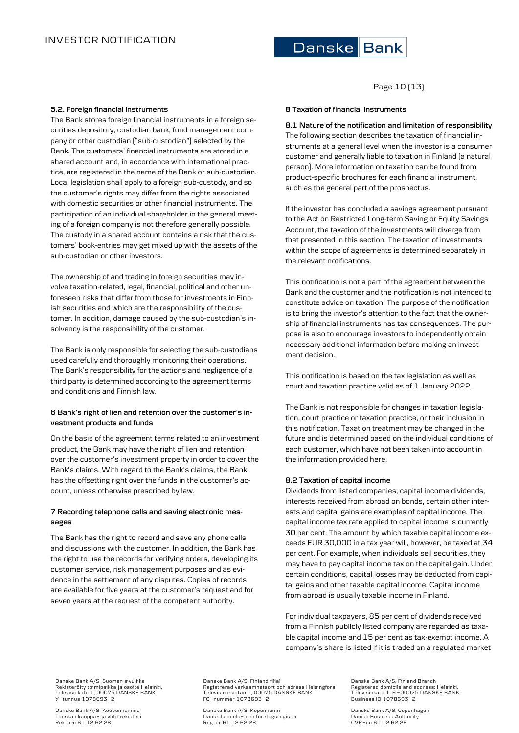### 5.2. Foreign financial instruments

The Bank stores foreign financial instruments in a foreign securities depository, custodian bank, fund management company or other custodian ("sub-custodian") selected by the Bank. The customers' financial instruments are stored in a shared account and, in accordance with international practice, are registered in the name of the Bank or sub-custodian. Local legislation shall apply to a foreign sub-custody, and so the customer's rights may differ from the rights associated with domestic securities or other financial instruments. The participation of an individual shareholder in the general meeting of a foreign company is not therefore generally possible. The custody in a shared account contains a risk that the customers' book-entries may get mixed up with the assets of the sub-custodian or other investors.

The ownership of and trading in foreign securities may involve taxation-related, legal, financial, political and other unforeseen risks that differ from those for investments in Finnish securities and which are the responsibility of the customer. In addition, damage caused by the sub-custodian's insolvency is the responsibility of the customer.

The Bank is only responsible for selecting the sub-custodians used carefully and thoroughly monitoring their operations. The Bank's responsibility for the actions and negligence of a third party is determined according to the agreement terms and conditions and Finnish law.

## 6 Bank's right of lien and retention over the customer's investment products and funds

On the basis of the agreement terms related to an investment product, the Bank may have the right of lien and retention over the customer's investment property in order to cover the Bank's claims. With regard to the Bank's claims, the Bank has the offsetting right over the funds in the customer's account, unless otherwise prescribed by law.

## 7 Recording telephone calls and saving electronic messages

The Bank has the right to record and save any phone calls and discussions with the customer. In addition, the Bank has the right to use the records for verifying orders, developing its customer service, risk management purposes and as evidence in the settlement of any disputes. Copies of records are available for five years at the customer's request and for seven years at the request of the competent authority.

## 8 Taxation of financial instruments

### 8.1 Nature of the notification and limitation of responsibility

The following section describes the taxation of financial instruments at a general level when the investor is a consumer customer and generally liable to taxation in Finland (a natural person). More information on taxation can be found from product-specific brochures for each financial instrument, such as the general part of the prospectus.

If the investor has concluded a savings agreement pursuant to the Act on Restricted Long-term Saving or Equity Savings Account, the taxation of the investments will diverge from that presented in this section. The taxation of investments within the scope of agreements is determined separately in the relevant notifications.

This notification is not a part of the agreement between the Bank and the customer and the notification is not intended to constitute advice on taxation. The purpose of the notification is to bring the investor's attention to the fact that the ownership of financial instruments has tax consequences. The purpose is also to encourage investors to independently obtain necessary additional information before making an investment decision.

This notification is based on the tax legislation as well as court and taxation practice valid as of 1 January 2022.

The Bank is not responsible for changes in taxation legislation, court practice or taxation practice, or their inclusion in this notification. Taxation treatment may be changed in the future and is determined based on the individual conditions of each customer, which have not been taken into account in the information provided here.

### 8.2 Taxation of capital income

Dividends from listed companies, capital income dividends, interests received from abroad on bonds, certain other interests and capital gains are examples of capital income. The capital income tax rate applied to capital income is currently 30 per cent. The amount by which taxable capital income exceeds EUR 30,000 in a tax year will, however, be taxed at 34 per cent. For example, when individuals sell securities, they may have to pay capital income tax on the capital gain. Under certain conditions, capital losses may be deducted from capital gains and other taxable capital income. Capital income from abroad is usually taxable income in Finland.

For individual taxpayers, 85 per cent of dividends received from a Finnish publicly listed company are regarded as taxable capital income and 15 per cent as tax-exempt income. A company's share is listed if it is traded on a regulated market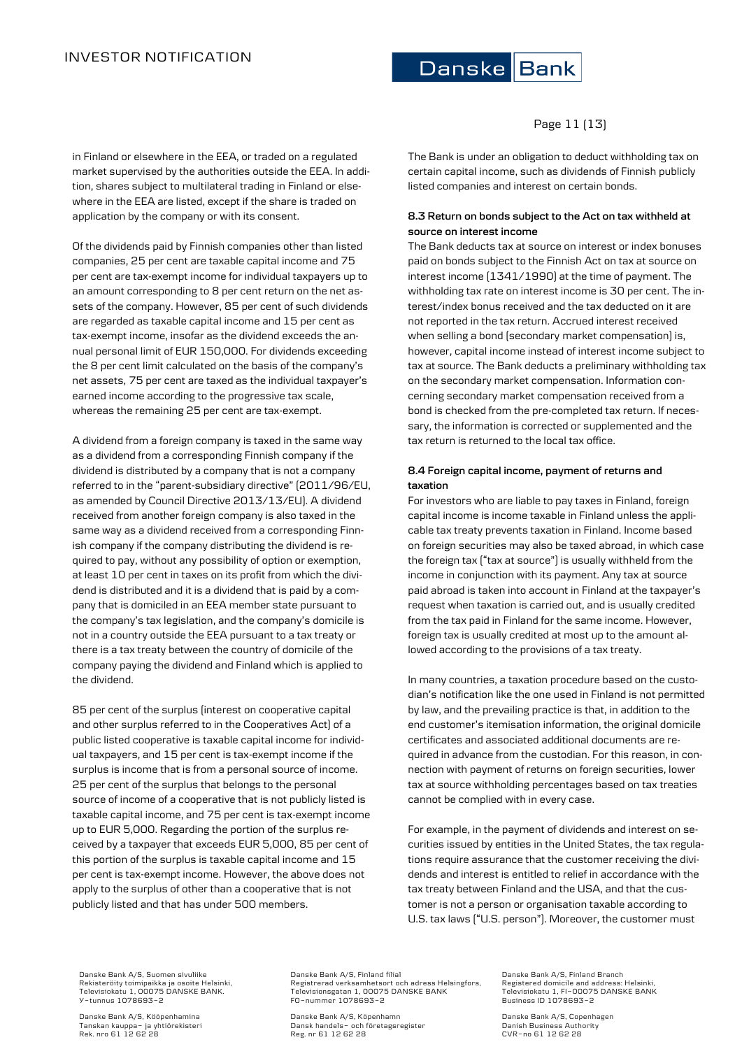in Finland or elsewhere in the EEA, or traded on a regulated market supervised by the authorities outside the EEA. In addition, shares subject to multilateral trading in Finland or elsewhere in the EEA are listed, except if the share is traded on application by the company or with its consent.

Of the dividends paid by Finnish companies other than listed companies, 25 per cent are taxable capital income and 75 per cent are tax-exempt income for individual taxpayers up to an amount corresponding to 8 per cent return on the net assets of the company. However, 85 per cent of such dividends are regarded as taxable capital income and 15 per cent as tax-exempt income, insofar as the dividend exceeds the annual personal limit of EUR 150,000. For dividends exceeding the 8 per cent limit calculated on the basis of the company's net assets, 75 per cent are taxed as the individual taxpayer's earned income according to the progressive tax scale, whereas the remaining 25 per cent are tax-exempt.

A dividend from a foreign company is taxed in the same way as a dividend from a corresponding Finnish company if the dividend is distributed by a company that is not a company referred to in the "parent-subsidiary directive" (2011/96/EU, as amended by Council Directive 2013/13/EU). A dividend received from another foreign company is also taxed in the same way as a dividend received from a corresponding Finnish company if the company distributing the dividend is required to pay, without any possibility of option or exemption, at least 10 per cent in taxes on its profit from which the dividend is distributed and it is a dividend that is paid by a company that is domiciled in an EEA member state pursuant to the company's tax legislation, and the company's domicile is not in a country outside the EEA pursuant to a tax treaty or there is a tax treaty between the country of domicile of the company paying the dividend and Finland which is applied to the dividend.

85 per cent of the surplus (interest on cooperative capital and other surplus referred to in the Cooperatives Act) of a public listed cooperative is taxable capital income for individual taxpayers, and 15 per cent is tax-exempt income if the surplus is income that is from a personal source of income. 25 per cent of the surplus that belongs to the personal source of income of a cooperative that is not publicly listed is taxable capital income, and 75 per cent is tax-exempt income up to EUR 5,000. Regarding the portion of the surplus received by a taxpayer that exceeds EUR 5,000, 85 per cent of this portion of the surplus is taxable capital income and 15 per cent is tax-exempt income. However, the above does not apply to the surplus of other than a cooperative that is not publicly listed and that has under 500 members.

The Bank is under an obligation to deduct withholding tax on certain capital income, such as dividends of Finnish publicly listed companies and interest on certain bonds.

#### 8.3 Return on bonds subject to the Act on tax withheld at source on interest income

The Bank deducts tax at source on interest or index bonuses paid on bonds subject to the Finnish Act on tax at source on interest income (1341/1990) at the time of payment. The withholding tax rate on interest income is 30 per cent. The interest/index bonus received and the tax deducted on it are not reported in the tax return. Accrued interest received when selling a bond (secondary market compensation) is, however, capital income instead of interest income subject to tax at source. The Bank deducts a preliminary withholding tax on the secondary market compensation. Information concerning secondary market compensation received from a bond is checked from the pre-completed tax return. If necessary, the information is corrected or supplemented and the tax return is returned to the local tax office.

#### 8.4 Foreign capital income, payment of returns and taxation

For investors who are liable to pay taxes in Finland, foreign capital income is income taxable in Finland unless the applicable tax treaty prevents taxation in Finland. Income based on foreign securities may also be taxed abroad, in which case the foreign tax ("tax at source") is usually withheld from the income in conjunction with its payment. Any tax at source paid abroad is taken into account in Finland at the taxpayer's request when taxation is carried out, and is usually credited from the tax paid in Finland for the same income. However, foreign tax is usually credited at most up to the amount allowed according to the provisions of a tax treaty.

In many countries, a taxation procedure based on the custodian's notification like the one used in Finland is not permitted by law, and the prevailing practice is that, in addition to the end customer's itemisation information, the original domicile certificates and associated additional documents are required in advance from the custodian. For this reason, in connection with payment of returns on foreign securities, lower tax at source withholding percentages based on tax treaties cannot be complied with in every case.

For example, in the payment of dividends and interest on securities issued by entities in the United States, the tax regulations require assurance that the customer receiving the dividends and interest is entitled to relief in accordance with the tax treaty between Finland and the USA, and that the customer is not a person or organisation taxable according to U.S. tax laws ("U.S. person"). Moreover, the customer must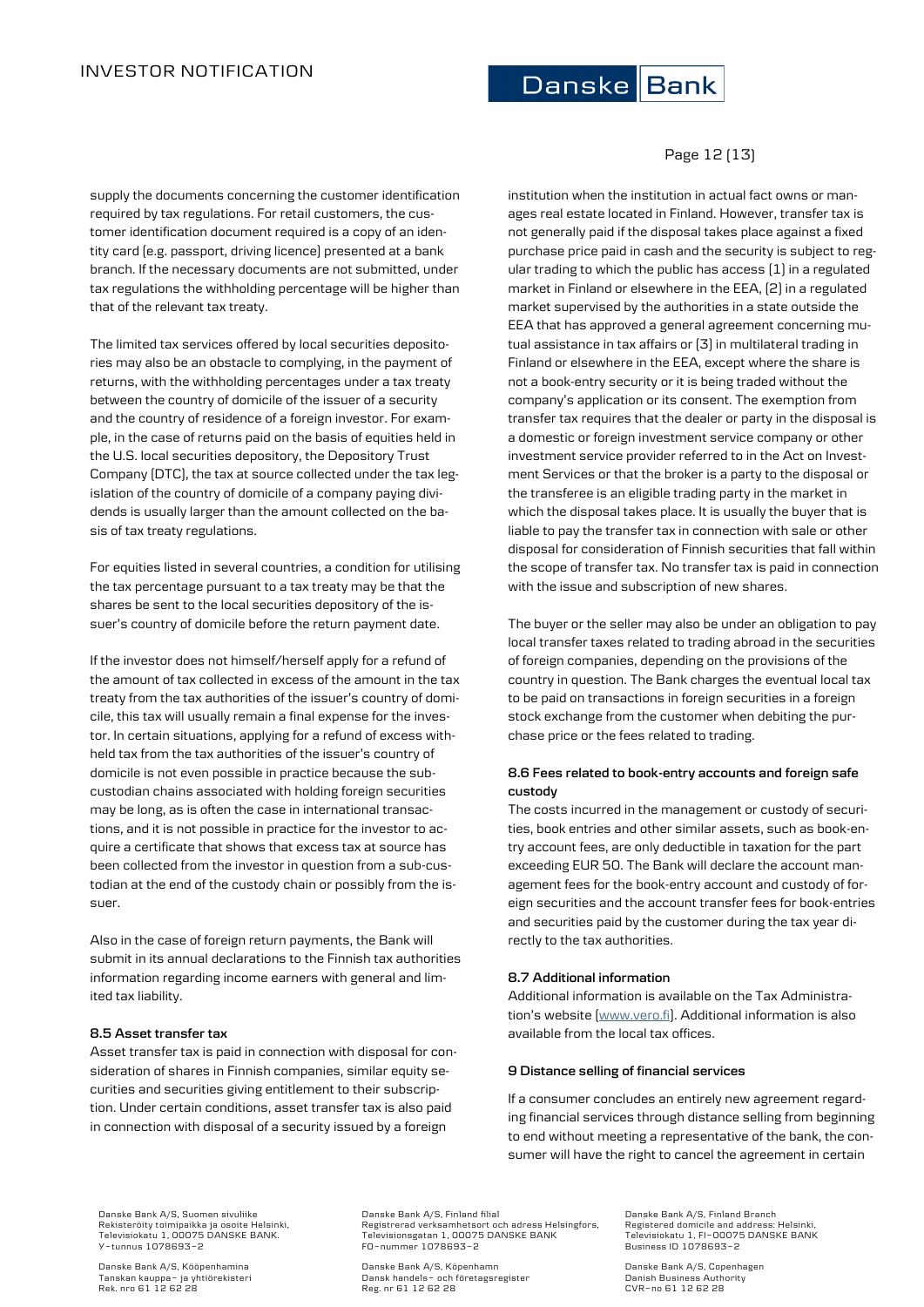supply the documents concerning the customer identification required by tax regulations. For retail customers, the customer identification document required is a copy of an identity card (e.g. passport, driving licence) presented at a bank branch. If the necessary documents are not submitted, under tax regulations the withholding percentage will be higher than that of the relevant tax treaty.

The limited tax services offered by local securities depositories may also be an obstacle to complying, in the payment of returns, with the withholding percentages under a tax treaty between the country of domicile of the issuer of a security and the country of residence of a foreign investor. For example, in the case of returns paid on the basis of equities held in the U.S. local securities depository, the Depository Trust Company (DTC), the tax at source collected under the tax legislation of the country of domicile of a company paying dividends is usually larger than the amount collected on the basis of tax treaty regulations.

For equities listed in several countries, a condition for utilising the tax percentage pursuant to a tax treaty may be that the shares be sent to the local securities depository of the issuer's country of domicile before the return payment date.

If the investor does not himself/herself apply for a refund of the amount of tax collected in excess of the amount in the tax treaty from the tax authorities of the issuer's country of domicile, this tax will usually remain a final expense for the investor. In certain situations, applying for a refund of excess withheld tax from the tax authorities of the issuer's country of domicile is not even possible in practice because the sub-custodian chains associated with holding foreign securities may be long, as is often the case in international transactions, and it is not possible in practice for the investor to acquire a certificate that shows that excess tax at source has been collected from the investor in question from a sub-custodian at the end of the custody chain or possibly from the issuer.

Also in the case of foreign return payments, the Bank will submit in its annual declarations to the Finnish tax authorities information regarding income earners with general and limited tax liability.

### 8.5 Asset transfer tax

Asset transfer tax is paid in connection with disposal for consideration of shares in Finnish companies, similar equity securities and securities giving entitlement to their subscription. Under certain conditions, asset transfer tax is also paid in connection with disposal of a security issued by a foreign institution when the institution in actual fact owns or manages real estate located in Finland. However, transfer tax is not generally paid if the disposal takes place against a fixed purchase price paid in cash and the security is subject to regular trading to which the public has access (1) in a regulated market in Finland or elsewhere in the EEA, (2) in a regulated market supervised by the authorities in a state outside the EEA that has approved a general agreement concerning mutual assistance in tax affairs or (3) in multilateral trading in Finland or elsewhere in the EEA, except where the share is not a book-entry security or it is being traded without the company's application or its consent. The exemption from transfer tax requires that the dealer or party in the disposal is a domestic or foreign investment service company or other investment service provider referred to in the Act on Investment Services or that the broker is a party to the disposal or the transferee is an eligible trading party in the market in which the disposal takes place. It is usually the buyer that is liable to pay the transfer tax in connection with sale or other disposal for consideration of Finnish securities that fall within the scope of transfer tax. No transfer tax is paid in connection with the issue and subscription of new shares.

The buyer or the seller may also be under an obligation to pay local transfer taxes related to trading abroad in the securities of foreign companies, depending on the provisions of the country in question. The Bank charges the eventual local tax to be paid on transactions in foreign securities in a foreign stock exchange from the customer when debiting the purchase price or the fees related to trading.

### 8.6 Fees related to book-entry accounts and foreign safe custody

The costs incurred in the management or custody of securities, book entries and other similar assets, such as book-entry account fees, are only deductible in taxation for the part exceeding EUR 50. The Bank will declare the account management fees for the book-entry account and custody of foreign securities and the account transfer fees for book-entries and securities paid by the customer during the tax year directly to the tax authorities.

### 8.7 Additional information

Additional information is available on the Tax Administration's website (www.vero.fi). Additional information is also available from the local tax offices.

## 9 Distance selling of financial services

If a consumer concludes an entirely new agreement regarding financial services through distance selling from beginning to end without meeting a representative of the bank, the consumer will have the right to cancel the agreement in certain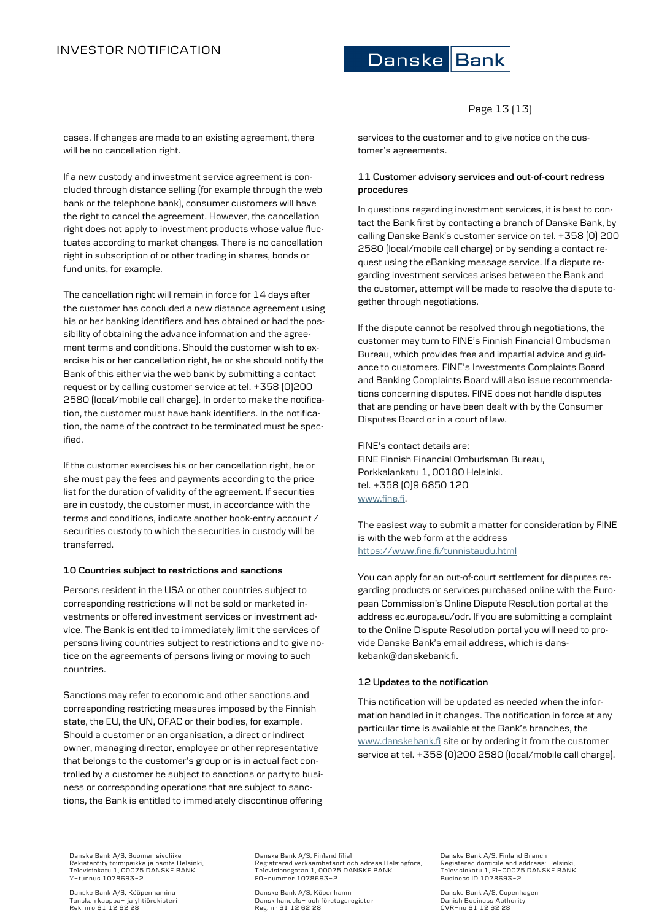cases. If changes are made to an existing agreement, there will be no cancellation right.

If a new custody and investment service agreement is concluded through distance selling (for example through the web bank or the telephone bank), consumer customers will have the right to cancel the agreement. However, the cancellation right does not apply to investment products whose value fluctuates according to market changes. There is no cancellation right in subscription of or other trading in shares, bonds or fund units, for example.

The cancellation right will remain in force for 14 days after the customer has concluded a new distance agreement using his or her banking identifiers and has obtained or had the possibility of obtaining the advance information and the agreement terms and conditions. Should the customer wish to exercise his or her cancellation right, he or she should notify the Bank of this either via the web bank by submitting a contact request or by calling customer service at tel. +358 (0)200 2580 (local/mobile call charge). In order to make the notification, the customer must have bank identifiers. In the notification, the name of the contract to be terminated must be specified.

If the customer exercises his or her cancellation right, he or she must pay the fees and payments according to the price list for the duration of validity of the agreement. If securities are in custody, the customer must, in accordance with the terms and conditions, indicate another book-entry account / securities custody to which the securities in custody will be transferred.

### 10 Countries subject to restrictions and sanctions

Persons resident in the USA or other countries subject to corresponding restrictions will not be sold or marketed investments or offered investment services or investment advice. The Bank is entitled to immediately limit the services of persons living countries subject to restrictions and to give notice on the agreements of persons living or moving to such countries.

Sanctions may refer to economic and other sanctions and corresponding restricting measures imposed by the Finnish state, the EU, the UN, OFAC or their bodies, for example. Should a customer or an organisation, a direct or indirect owner, managing director, employee or other representative that belongs to the customer's group or is in actual fact controlled by a customer be subject to sanctions or party to business or corresponding operations that are subject to sanctions, the Bank is entitled to immediately discontinue offering services to the customer and to give notice on the customer's agreements.

### 11 Customer advisory services and out-of-court redress procedures

In questions regarding investment services, it is best to contact the Bank first by contacting a branch of Danske Bank, by calling Danske Bank's customer service on tel. +358 (0) 200 2580 (local/mobile call charge) or by sending a contact request using the eBanking message service. If a dispute regarding investment services arises between the Bank and the customer, attempt will be made to resolve the dispute together through negotiations.

If the dispute cannot be resolved through negotiations, the customer may turn to FINE's Finnish Financial Ombudsman Bureau, which provides free and impartial advice and guidance to customers. FINE's Investments Complaints Board and Banking Complaints Board will also issue recommendations concerning disputes. FINE does not handle disputes that are pending or have been dealt with by the Consumer Disputes Board or in a court of law.

FINE's contact details are:
FINE Finnish Financial Ombudsman Bureau,
Porkkalankatu 1, 00180 Helsinki.
tel. +358 (0)9 6850 120
www.fine.fi.

The easiest way to submit a matter for consideration by FINE is with the web form at the address
https://www.fine.fi/tunnistaudu.html

You can apply for an out-of-court settlement for disputes regarding products or services purchased online with the European Commission's Online Dispute Resolution portal at the address ec.europa.eu/odr. If you are submitting a complaint to the Online Dispute Resolution portal you will need to provide Danske Bank's email address, which is danskebank@danskebank.fi.

### 12 Updates to the notification

This notification will be updated as needed when the information handled in it changes. The notification in force at any particular time is available at the Bank's branches, the www.danskebank.fi site or by ordering it from the customer service at tel. +358 (0)200 2580 (local/mobile call charge).